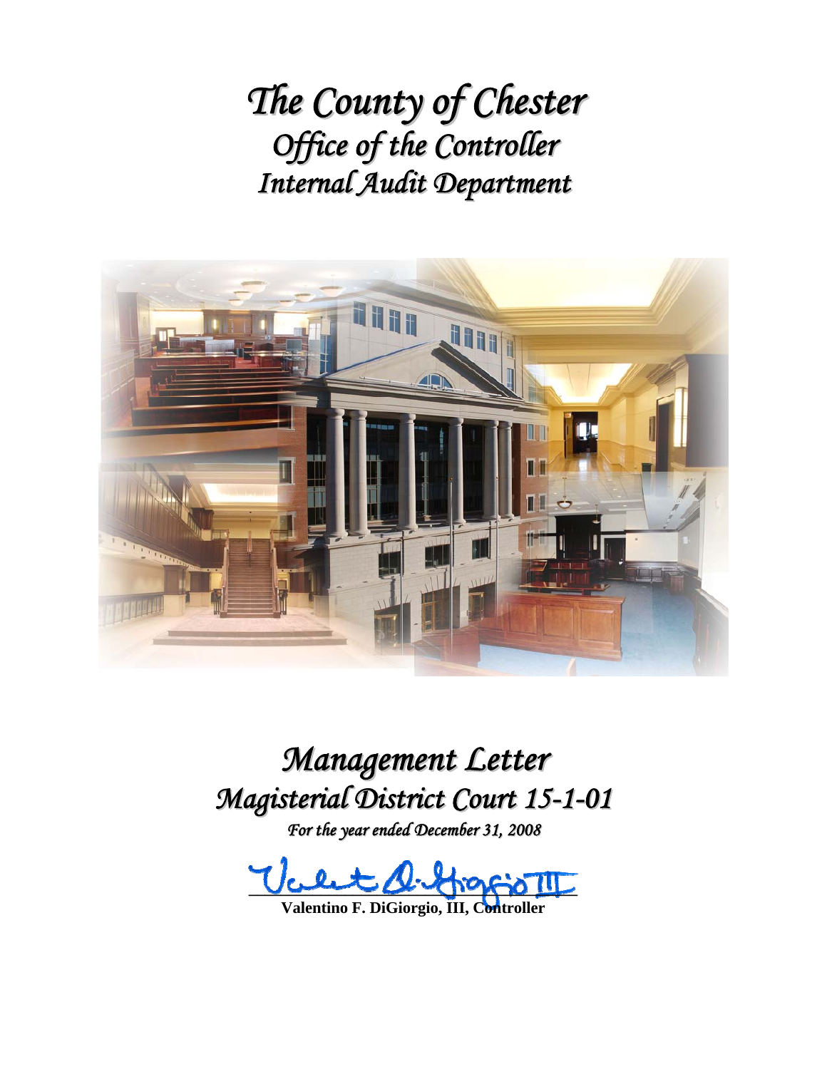# *The County of Chester*
## *Office of the Controller*
## *Internal Audit Department*

# *Management Letter*
# *Magisterial District Court 15-1-01*

*For the year ended December 31, 2008*

**Valentino F. DiGiorgio, III, Controller**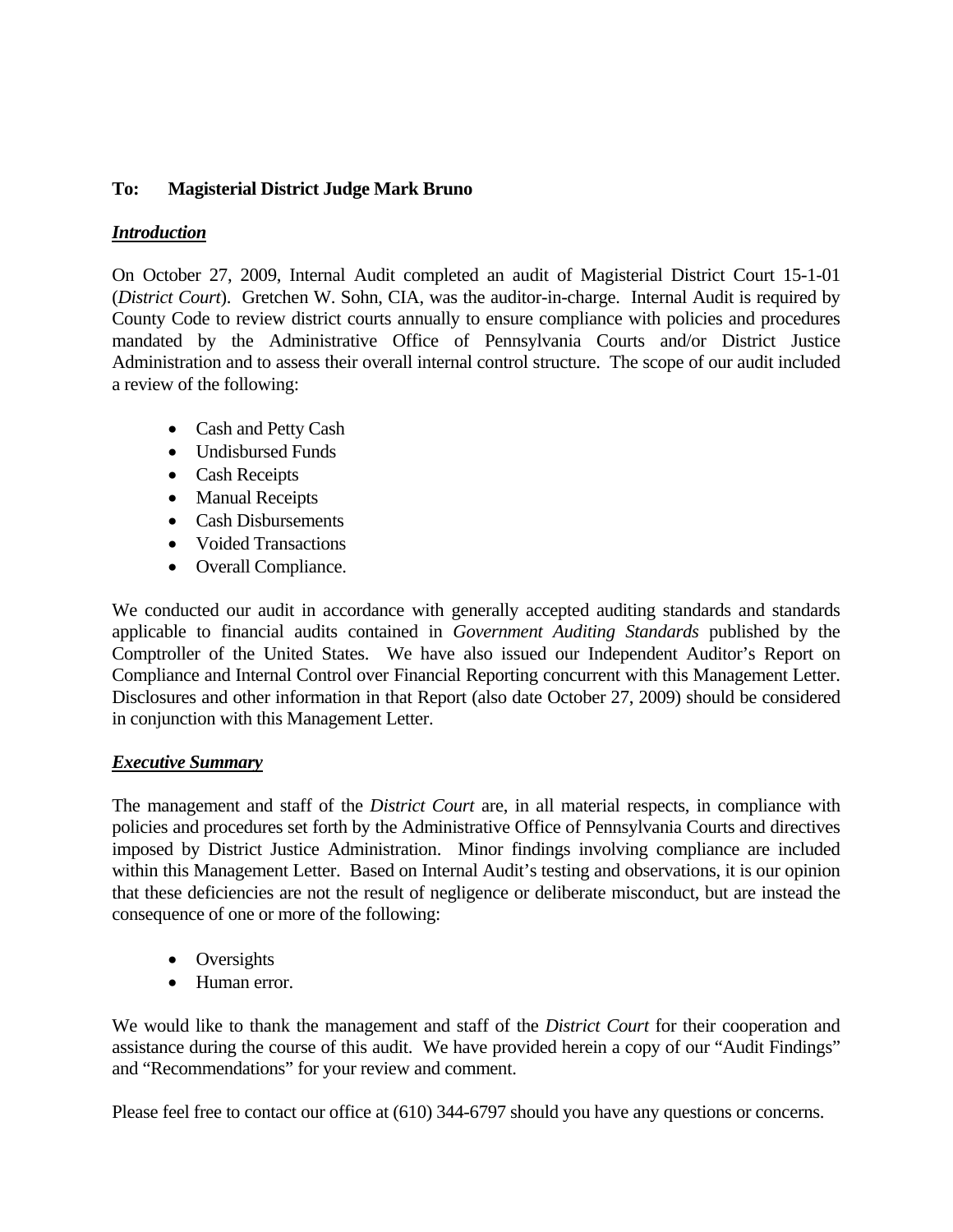**To: Magisterial District Judge Mark Bruno**

***Introduction***

On October 27, 2009, Internal Audit completed an audit of Magisterial District Court 15-1-01 (*District Court*). Gretchen W. Sohn, CIA, was the auditor-in-charge. Internal Audit is required by County Code to review district courts annually to ensure compliance with policies and procedures mandated by the Administrative Office of Pennsylvania Courts and/or District Justice Administration and to assess their overall internal control structure. The scope of our audit included a review of the following:

- Cash and Petty Cash
- Undisbursed Funds
- Cash Receipts
- Manual Receipts
- Cash Disbursements
- Voided Transactions
- Overall Compliance.

We conducted our audit in accordance with generally accepted auditing standards and standards applicable to financial audits contained in *Government Auditing Standards* published by the Comptroller of the United States. We have also issued our Independent Auditor's Report on Compliance and Internal Control over Financial Reporting concurrent with this Management Letter. Disclosures and other information in that Report (also date October 27, 2009) should be considered in conjunction with this Management Letter.

***Executive Summary***

The management and staff of the *District Court* are, in all material respects, in compliance with policies and procedures set forth by the Administrative Office of Pennsylvania Courts and directives imposed by District Justice Administration. Minor findings involving compliance are included within this Management Letter. Based on Internal Audit's testing and observations, it is our opinion that these deficiencies are not the result of negligence or deliberate misconduct, but are instead the consequence of one or more of the following:

- Oversights
- Human error.

We would like to thank the management and staff of the *District Court* for their cooperation and assistance during the course of this audit. We have provided herein a copy of our "Audit Findings" and "Recommendations" for your review and comment.

Please feel free to contact our office at (610) 344-6797 should you have any questions or concerns.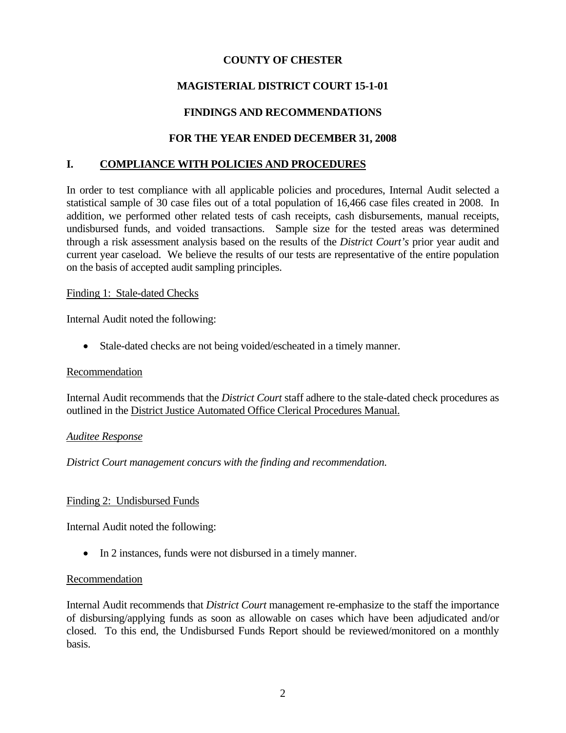**COUNTY OF CHESTER**

**MAGISTERIAL DISTRICT COURT 15-1-01**

**FINDINGS AND RECOMMENDATIONS**

**FOR THE YEAR ENDED DECEMBER 31, 2008**

## I. COMPLIANCE WITH POLICIES AND PROCEDURES

In order to test compliance with all applicable policies and procedures, Internal Audit selected a statistical sample of 30 case files out of a total population of 16,466 case files created in 2008. In addition, we performed other related tests of cash receipts, cash disbursements, manual receipts, undisbursed funds, and voided transactions. Sample size for the tested areas was determined through a risk assessment analysis based on the results of the *District Court's* prior year audit and current year caseload. We believe the results of our tests are representative of the entire population on the basis of accepted audit sampling principles.

Finding 1: Stale-dated Checks

Internal Audit noted the following:

- Stale-dated checks are not being voided/escheated in a timely manner.

Recommendation

Internal Audit recommends that the *District Court* staff adhere to the stale-dated check procedures as outlined in the District Justice Automated Office Clerical Procedures Manual.

*Auditee Response*

*District Court management concurs with the finding and recommendation.*

Finding 2: Undisbursed Funds

Internal Audit noted the following:

- In 2 instances, funds were not disbursed in a timely manner.

Recommendation

Internal Audit recommends that *District Court* management re-emphasize to the staff the importance of disbursing/applying funds as soon as allowable on cases which have been adjudicated and/or closed. To this end, the Undisbursed Funds Report should be reviewed/monitored on a monthly basis.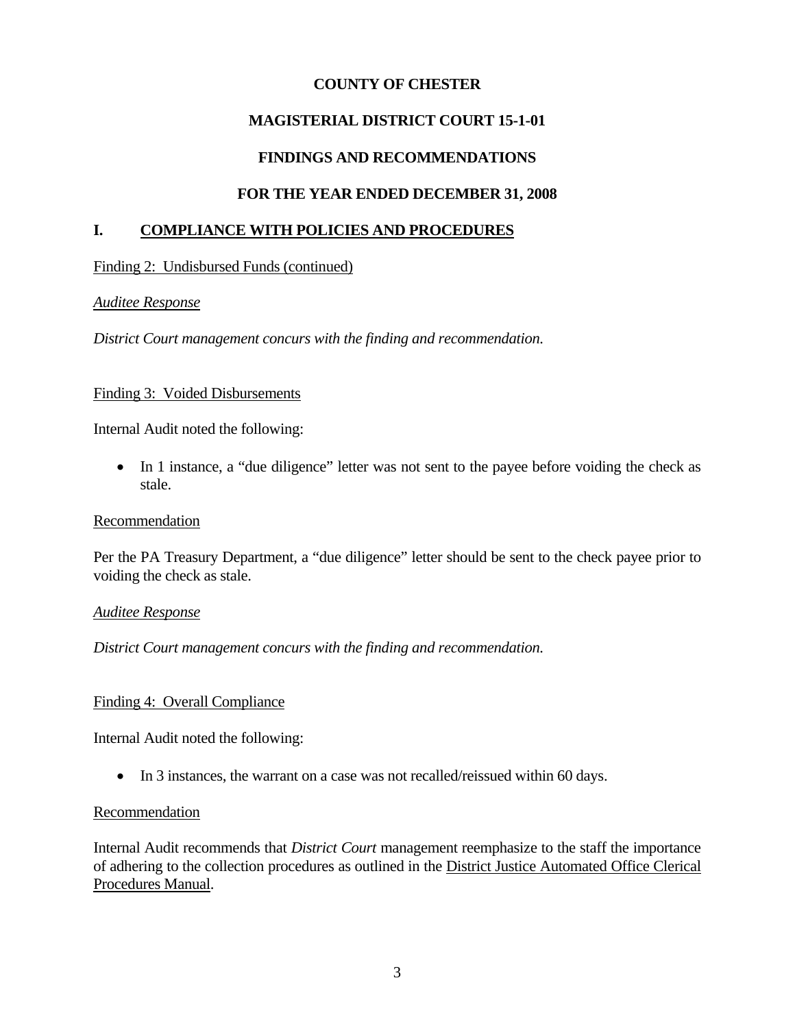**COUNTY OF CHESTER**

**MAGISTERIAL DISTRICT COURT 15-1-01**

**FINDINGS AND RECOMMENDATIONS**

**FOR THE YEAR ENDED DECEMBER 31, 2008**

## I. COMPLIANCE WITH POLICIES AND PROCEDURES

Finding 2: Undisbursed Funds (continued)

*Auditee Response*

*District Court management concurs with the finding and recommendation.*

Finding 3: Voided Disbursements

Internal Audit noted the following:

- In 1 instance, a "due diligence" letter was not sent to the payee before voiding the check as stale.

Recommendation

Per the PA Treasury Department, a "due diligence" letter should be sent to the check payee prior to voiding the check as stale.

*Auditee Response*

*District Court management concurs with the finding and recommendation.*

Finding 4: Overall Compliance

Internal Audit noted the following:

- In 3 instances, the warrant on a case was not recalled/reissued within 60 days.

Recommendation

Internal Audit recommends that *District Court* management reemphasize to the staff the importance of adhering to the collection procedures as outlined in the District Justice Automated Office Clerical Procedures Manual.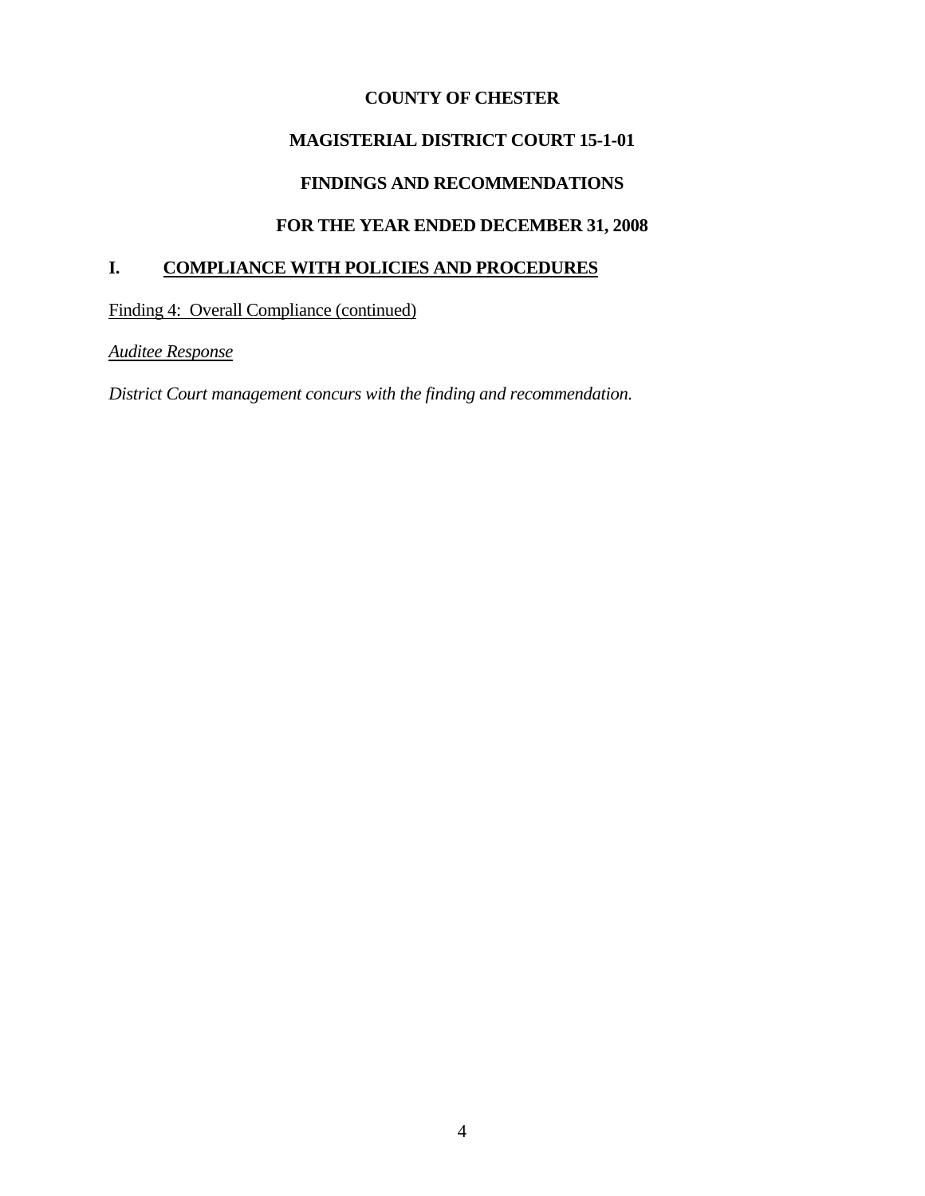**COUNTY OF CHESTER**

**MAGISTERIAL DISTRICT COURT 15-1-01**

**FINDINGS AND RECOMMENDATIONS**

**FOR THE YEAR ENDED DECEMBER 31, 2008**

## I. COMPLIANCE WITH POLICIES AND PROCEDURES

Finding 4: Overall Compliance (continued)

*Auditee Response*

*District Court management concurs with the finding and recommendation.*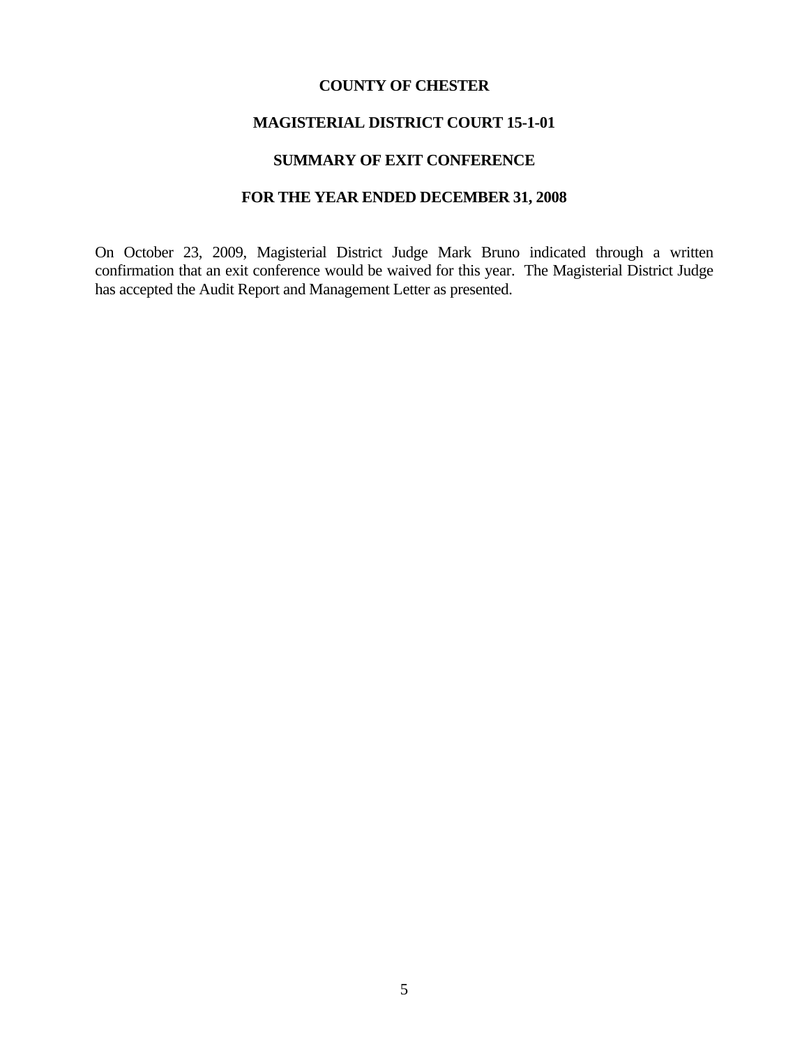**COUNTY OF CHESTER**

**MAGISTERIAL DISTRICT COURT 15-1-01**

**SUMMARY OF EXIT CONFERENCE**

**FOR THE YEAR ENDED DECEMBER 31, 2008**

On October 23, 2009, Magisterial District Judge Mark Bruno indicated through a written confirmation that an exit conference would be waived for this year. The Magisterial District Judge has accepted the Audit Report and Management Letter as presented.